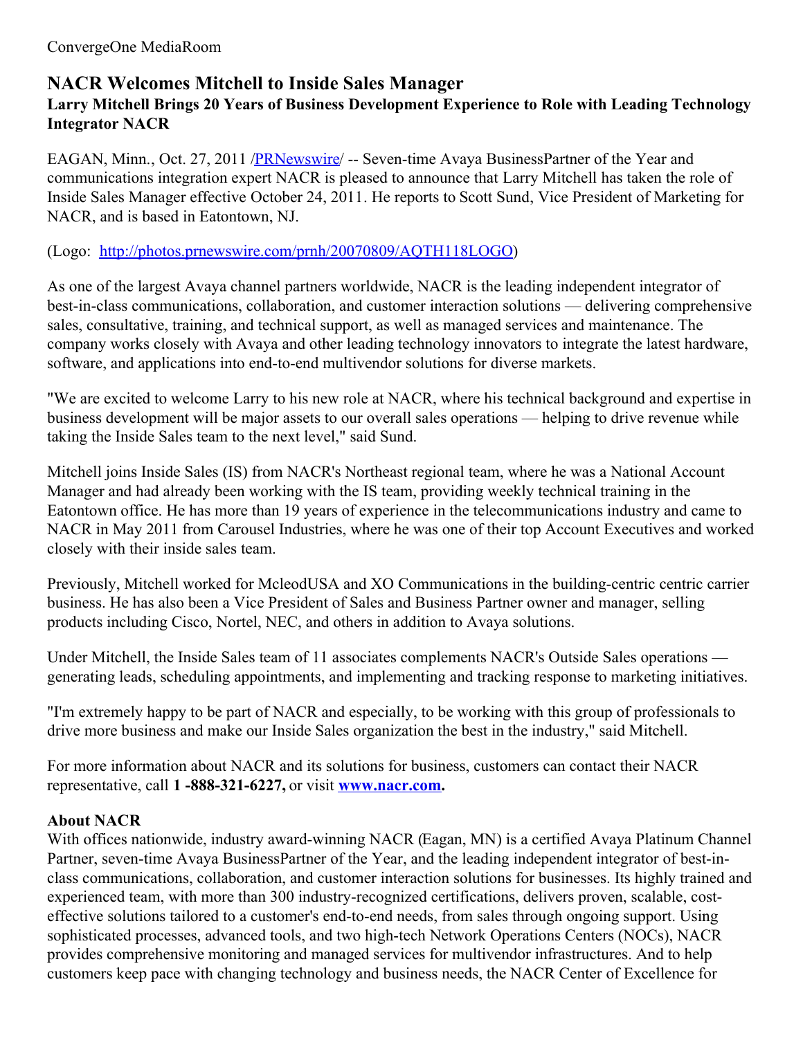ConvergeOne MediaRoom

# NACR Welcomes Mitchell to Inside Sales Manager

## Larry Mitchell Brings 20 Years of Business Development Experience to Role with Leading Technology Integrator NACR

EAGAN, Minn., Oct. 27, 2011 /PRNewswire/ -- Seven-time Avaya BusinessPartner of the Year and communications integration expert NACR is pleased to announce that Larry Mitchell has taken the role of Inside Sales Manager effective October 24, 2011. He reports to Scott Sund, Vice President of Marketing for NACR, and is based in Eatontown, NJ.

(Logo: http://photos.prnewswire.com/prnh/20070809/AQTH118LOGO)

As one of the largest Avaya channel partners worldwide, NACR is the leading independent integrator of best-in-class communications, collaboration, and customer interaction solutions — delivering comprehensive sales, consultative, training, and technical support, as well as managed services and maintenance. The company works closely with Avaya and other leading technology innovators to integrate the latest hardware, software, and applications into end-to-end multivendor solutions for diverse markets.

"We are excited to welcome Larry to his new role at NACR, where his technical background and expertise in business development will be major assets to our overall sales operations — helping to drive revenue while taking the Inside Sales team to the next level," said Sund.

Mitchell joins Inside Sales (IS) from NACR's Northeast regional team, where he was a National Account Manager and had already been working with the IS team, providing weekly technical training in the Eatontown office. He has more than 19 years of experience in the telecommunications industry and came to NACR in May 2011 from Carousel Industries, where he was one of their top Account Executives and worked closely with their inside sales team.

Previously, Mitchell worked for McleodUSA and XO Communications in the building-centric centric carrier business. He has also been a Vice President of Sales and Business Partner owner and manager, selling products including Cisco, Nortel, NEC, and others in addition to Avaya solutions.

Under Mitchell, the Inside Sales team of 11 associates complements NACR's Outside Sales operations — generating leads, scheduling appointments, and implementing and tracking response to marketing initiatives.

"I'm extremely happy to be part of NACR and especially, to be working with this group of professionals to drive more business and make our Inside Sales organization the best in the industry," said Mitchell.

For more information about NACR and its solutions for business, customers can contact their NACR representative, call **1 -888-321-6227,** or visit **www.nacr.com.**

**About NACR**

With offices nationwide, industry award-winning NACR (Eagan, MN) is a certified Avaya Platinum Channel Partner, seven-time Avaya BusinessPartner of the Year, and the leading independent integrator of best-in-class communications, collaboration, and customer interaction solutions for businesses. Its highly trained and experienced team, with more than 300 industry-recognized certifications, delivers proven, scalable, cost-effective solutions tailored to a customer's end-to-end needs, from sales through ongoing support. Using sophisticated processes, advanced tools, and two high-tech Network Operations Centers (NOCs), NACR provides comprehensive monitoring and managed services for multivendor infrastructures. And to help customers keep pace with changing technology and business needs, the NACR Center of Excellence for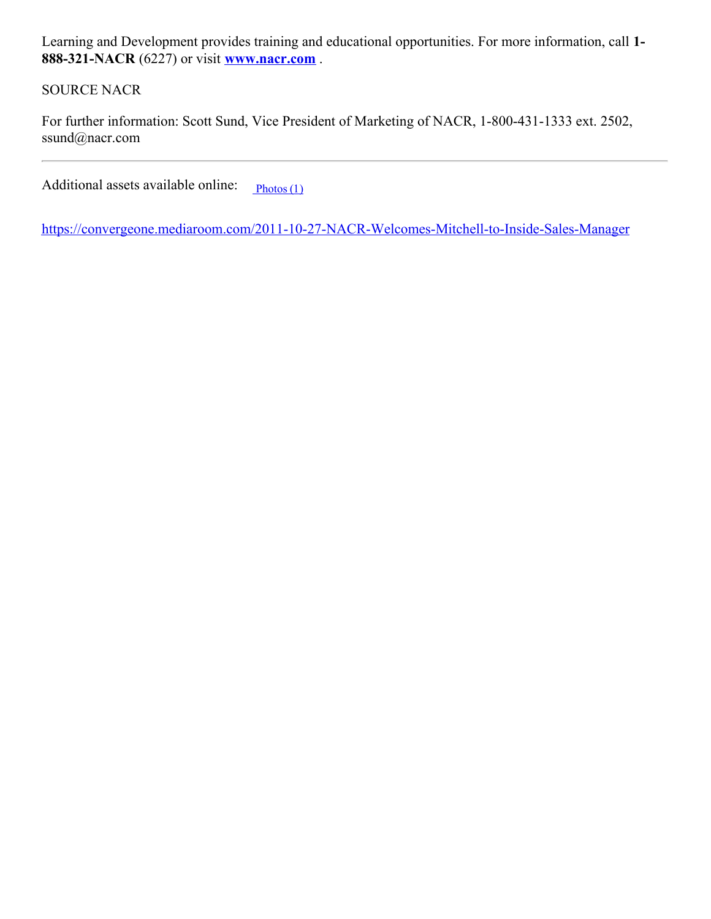Learning and Development provides training and educational opportunities. For more information, call **1-888-321-NACR** (6227) or visit **[www.nacr.com](http://www.nacr.com)** .

SOURCE NACR

For further information: Scott Sund, Vice President of Marketing of NACR, 1-800-431-1333 ext. 2502, ssund@nacr.com

---

Additional assets available online: Photos (1)

https://convergeone.mediaroom.com/2011-10-27-NACR-Welcomes-Mitchell-to-Inside-Sales-Manager